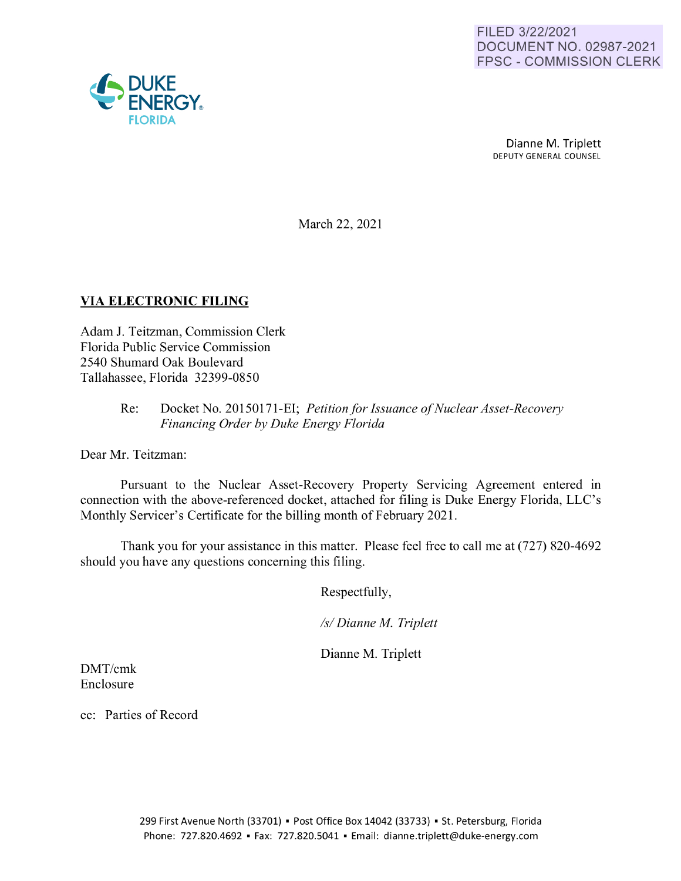FILED 3/22/2021
DOCUMENT NO. 02987-2021
FPSC - COMMISSION CLERK

DUKE ENERGY
FLORIDA

Dianne M. Triplett
DEPUTY GENERAL COUNSEL

March 22, 2021

**VIA ELECTRONIC FILING**

Adam J. Teitzman, Commission Clerk
Florida Public Service Commission
2540 Shumard Oak Boulevard
Tallahassee, Florida 32399-0850

Re: Docket No. 20150171-EI; *Petition for Issuance of Nuclear Asset-Recovery Financing Order by Duke Energy Florida*

Dear Mr. Teitzman:

Pursuant to the Nuclear Asset-Recovery Property Servicing Agreement entered in connection with the above-referenced docket, attached for filing is Duke Energy Florida, LLC's Monthly Servicer's Certificate for the billing month of February 2021.

Thank you for your assistance in this matter. Please feel free to call me at (727) 820-4692 should you have any questions concerning this filing.

Respectfully,

*/s/ Dianne M. Triplett*

Dianne M. Triplett

DMT/cmk
Enclosure

cc: Parties of Record

299 First Avenue North (33701) ▪ Post Office Box 14042 (33733) ▪ St. Petersburg, Florida
Phone: 727.820.4692 ▪ Fax: 727.820.5041 ▪ Email: dianne.triplett@duke-energy.com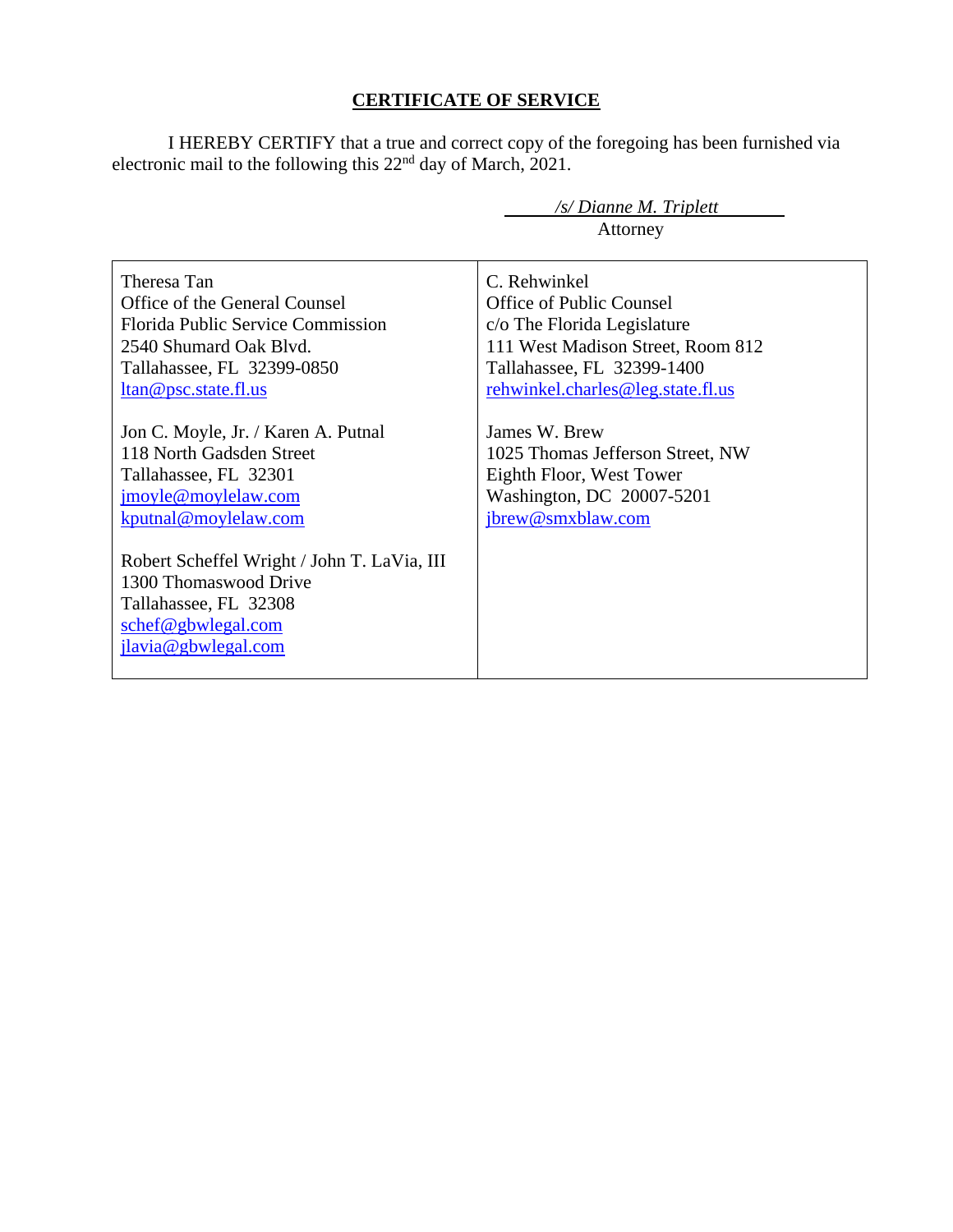## CERTIFICATE OF SERVICE

I HEREBY CERTIFY that a true and correct copy of the foregoing has been furnished via electronic mail to the following this 22nd day of March, 2021.

*/s/ Dianne M. Triplett*
Attorney

| | |
|---|---|
| Theresa Tan<br>Office of the General Counsel<br>Florida Public Service Commission<br>2540 Shumard Oak Blvd.<br>Tallahassee, FL 32399-0850<br>ltan@psc.state.fl.us | C. Rehwinkel<br>Office of Public Counsel<br>c/o The Florida Legislature<br>111 West Madison Street, Room 812<br>Tallahassee, FL 32399-1400<br>rehwinkel.charles@leg.state.fl.us |
| Jon C. Moyle, Jr. / Karen A. Putnal<br>118 North Gadsden Street<br>Tallahassee, FL 32301<br>jmoyle@moylelaw.com<br>kputnal@moylelaw.com | James W. Brew<br>1025 Thomas Jefferson Street, NW<br>Eighth Floor, West Tower<br>Washington, DC 20007-5201<br>jbrew@smxblaw.com |
| Robert Scheffel Wright / John T. LaVia, III<br>1300 Thomaswood Drive<br>Tallahassee, FL 32308<br>schef@gbwlegal.com<br>jlavia@gbwlegal.com | |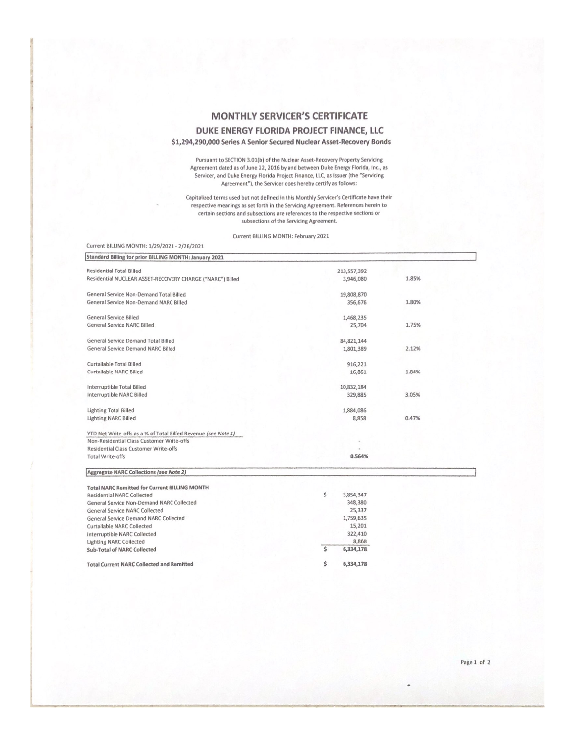# MONTHLY SERVICER'S CERTIFICATE

## DUKE ENERGY FLORIDA PROJECT FINANCE, LLC

### $1,294,290,000 Series A Senior Secured Nuclear Asset-Recovery Bonds

Pursuant to SECTION 3.01(b) of the Nuclear Asset-Recovery Property Servicing Agreement dated as of June 22, 2016 by and between Duke Energy Florida, Inc., as Servicer, and Duke Energy Florida Project Finance, LLC, as Issuer (the "Servicing Agreement"), the Servicer does hereby certify as follows:

Capitalized terms used but not defined in this Monthly Servicer's Certificate have their respective meanings as set forth in the Servicing Agreement. References herein to certain sections and subsections are references to the respective sections or subsections of the Servicing Agreement.

Current BILLING MONTH: February 2021

Current BILLING MONTH: 1/29/2021 - 2/26/2021

| Standard Billing for prior BILLING MONTH: January 2021 | | |
|---|---|---|
| Residential Total Billed | 213,557,392 | |
| Residential NUCLEAR ASSET-RECOVERY CHARGE ("NARC") Billed | 3,946,080 | 1.85% |
| | | |
| General Service Non-Demand Total Billed | 19,808,870 | |
| General Service Non-Demand NARC Billed | 356,676 | 1.80% |
| | | |
| General Service Billed | 1,468,235 | |
| General Service NARC Billed | 25,704 | 1.75% |
| | | |
| General Service Demand Total Billed | 84,821,144 | |
| General Service Demand NARC Billed | 1,801,389 | 2.12% |
| | | |
| Curtailable Total Billed | 916,221 | |
| Curtailable NARC Billed | 16,861 | 1.84% |
| | | |
| Interruptible Total Billed | 10,832,184 | |
| Interruptible NARC Billed | 329,885 | 3.05% |
| | | |
| Lighting Total Billed | 1,884,086 | |
| Lighting NARC Billed | 8,858 | 0.47% |
| | | |
| YTD Net Write-offs as a % of Total Billed Revenue *(see Note 1)* | | |
| Non-Residential Class Customer Write-offs | - | |
| Residential Class Customer Write-offs | - | |
| Total Write-offs | **0.564%** | |

| Aggregate NARC Collections *(see Note 2)* | |
|---|---|
| **Total NARC Remitted for Current BILLING MONTH** | |
| Residential NARC Collected | $ 3,854,347 |
| General Service Non-Demand NARC Collected | 348,380 |
| General Service NARC Collected | 25,337 |
| General Service Demand NARC Collected | 1,759,635 |
| Curtailable NARC Collected | 15,201 |
| Interruptible NARC Collected | 322,410 |
| Lighting NARC Collected | 8,868 |
| **Sub-Total of NARC Collected** | **$ 6,334,178** |
| | |
| **Total Current NARC Collected and Remitted** | **$ 6,334,178** |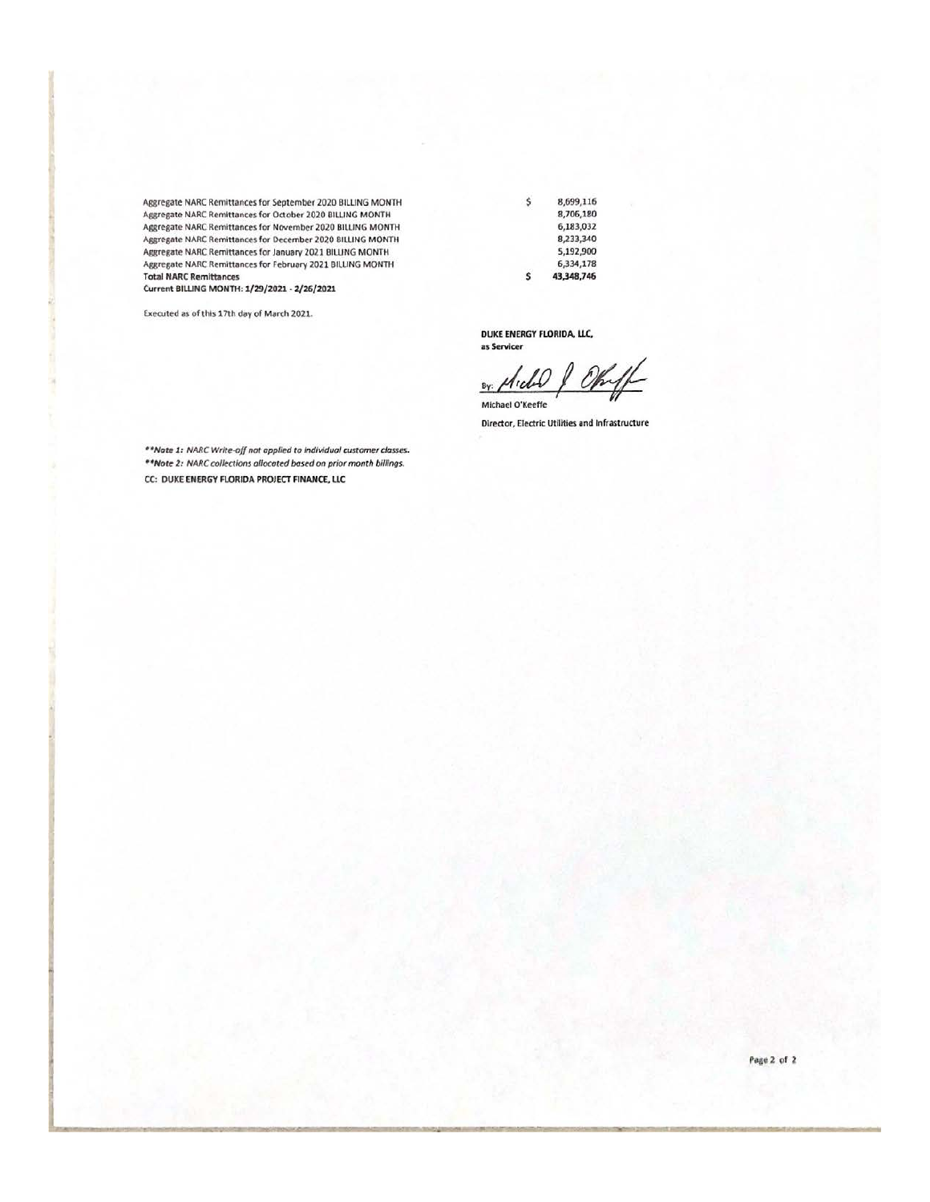| | |
|---|---|
| Aggregate NARC Remittances for September 2020 BILLING MONTH | $ 8,699,116 |
| Aggregate NARC Remittances for October 2020 BILLING MONTH | 8,706,180 |
| Aggregate NARC Remittances for November 2020 BILLING MONTH | 6,183,032 |
| Aggregate NARC Remittances for December 2020 BILLING MONTH | 8,233,340 |
| Aggregate NARC Remittances for January 2021 BILLING MONTH | 5,192,900 |
| Aggregate NARC Remittances for February 2021 BILLING MONTH | 6,334,178 |
| **Total NARC Remittances** | **$ 43,348,746** |
| **Current BILLING MONTH: 1/29/2021 - 2/26/2021** | |

Executed as of this 17th day of March 2021.

**DUKE ENERGY FLORIDA, LLC,**
**as Servicer**

By: *Michael J O'Keeffe*

Michael O'Keeffe

Director, Electric Utilities and Infrastructure

*\*\*Note 1: NARC Write-off not applied to individual customer classes.*

*\*\*Note 2: NARC collections allocated based on prior month billings.*

CC: DUKE ENERGY FLORIDA PROJECT FINANCE, LLC